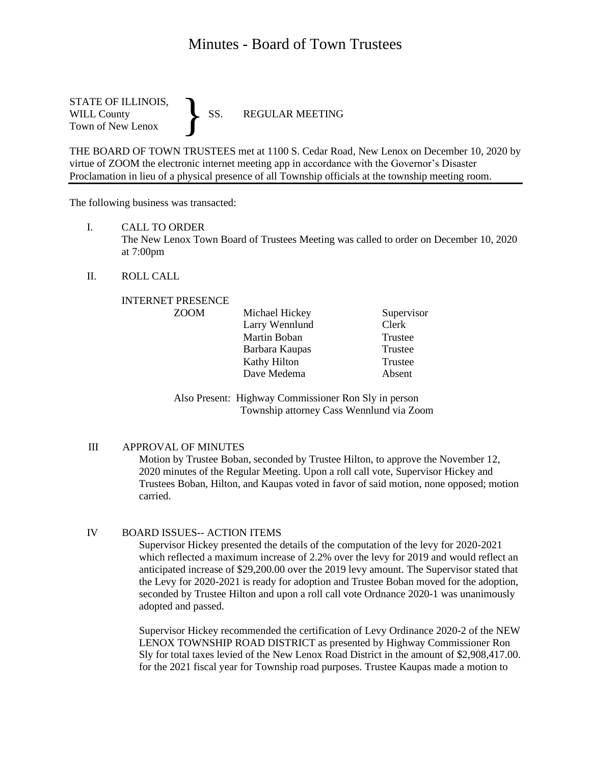# Minutes - Board of Town Trustees

STATE OF ILLINOIS,
WILL County
Town of New Lenox
} SS. REGULAR MEETING

THE BOARD OF TOWN TRUSTEES met at 1100 S. Cedar Road, New Lenox on December 10, 2020 by virtue of ZOOM the electronic internet meeting app in accordance with the Governor's Disaster Proclamation in lieu of a physical presence of all Township officials at the township meeting room.

The following business was transacted:

I. CALL TO ORDER
The New Lenox Town Board of Trustees Meeting was called to order on December 10, 2020 at 7:00pm

II. ROLL CALL

INTERNET PRESENCE

| | | |
|---|---|---|
| ZOOM | Michael Hickey | Supervisor |
| | Larry Wennlund | Clerk |
| | Martin Boban | Trustee |
| | Barbara Kaupas | Trustee |
| | Kathy Hilton | Trustee |
| | Dave Medema | Absent |

Also Present: Highway Commissioner Ron Sly in person
Township attorney Cass Wennlund via Zoom

III APPROVAL OF MINUTES
Motion by Trustee Boban, seconded by Trustee Hilton, to approve the November 12, 2020 minutes of the Regular Meeting. Upon a roll call vote, Supervisor Hickey and Trustees Boban, Hilton, and Kaupas voted in favor of said motion, none opposed; motion carried.

IV BOARD ISSUES-- ACTION ITEMS
Supervisor Hickey presented the details of the computation of the levy for 2020-2021 which reflected a maximum increase of 2.2% over the levy for 2019 and would reflect an anticipated increase of $29,200.00 over the 2019 levy amount. The Supervisor stated that the Levy for 2020-2021 is ready for adoption and Trustee Boban moved for the adoption, seconded by Trustee Hilton and upon a roll call vote Ordnance 2020-1 was unanimously adopted and passed.

Supervisor Hickey recommended the certification of Levy Ordinance 2020-2 of the NEW LENOX TOWNSHIP ROAD DISTRICT as presented by Highway Commissioner Ron Sly for total taxes levied of the New Lenox Road District in the amount of $2,908,417.00. for the 2021 fiscal year for Township road purposes. Trustee Kaupas made a motion to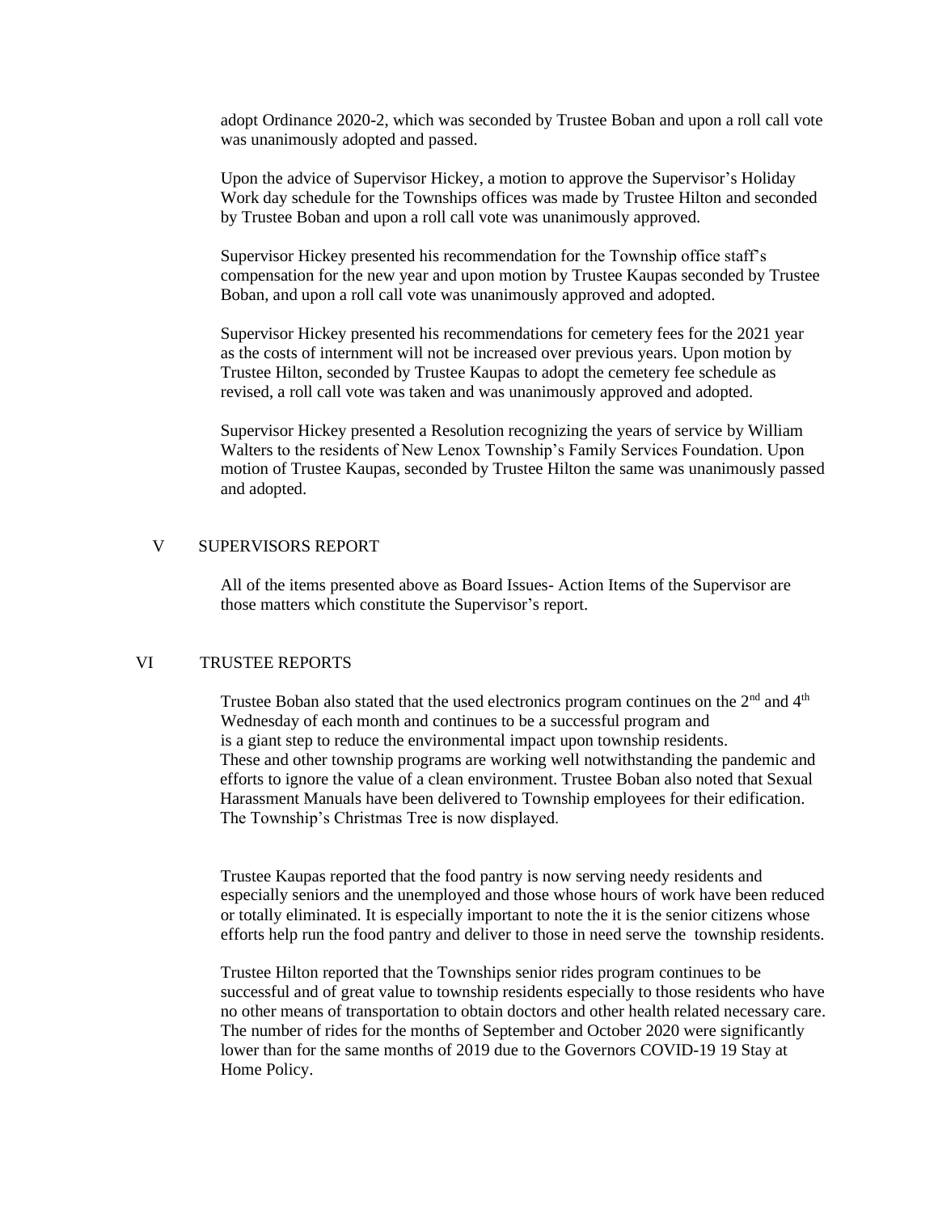adopt Ordinance 2020-2, which was seconded by Trustee Boban and upon a roll call vote was unanimously adopted and passed.

Upon the advice of Supervisor Hickey, a motion to approve the Supervisor's Holiday Work day schedule for the Townships offices was made by Trustee Hilton and seconded by Trustee Boban and upon a roll call vote was unanimously approved.

Supervisor Hickey presented his recommendation for the Township office staff's compensation for the new year and upon motion by Trustee Kaupas seconded by Trustee Boban, and upon a roll call vote was unanimously approved and adopted.

Supervisor Hickey presented his recommendations for cemetery fees for the 2021 year as the costs of internment will not be increased over previous years. Upon motion by Trustee Hilton, seconded by Trustee Kaupas to adopt the cemetery fee schedule as revised, a roll call vote was taken and was unanimously approved and adopted.

Supervisor Hickey presented a Resolution recognizing the years of service by William Walters to the residents of New Lenox Township's Family Services Foundation. Upon motion of Trustee Kaupas, seconded by Trustee Hilton the same was unanimously passed and adopted.

## V SUPERVISORS REPORT

All of the items presented above as Board Issues- Action Items of the Supervisor are those matters which constitute the Supervisor's report.

## VI TRUSTEE REPORTS

Trustee Boban also stated that the used electronics program continues on the 2nd and 4th Wednesday of each month and continues to be a successful program and is a giant step to reduce the environmental impact upon township residents. These and other township programs are working well notwithstanding the pandemic and efforts to ignore the value of a clean environment. Trustee Boban also noted that Sexual Harassment Manuals have been delivered to Township employees for their edification. The Township's Christmas Tree is now displayed.

Trustee Kaupas reported that the food pantry is now serving needy residents and especially seniors and the unemployed and those whose hours of work have been reduced or totally eliminated. It is especially important to note the it is the senior citizens whose efforts help run the food pantry and deliver to those in need serve the township residents.

Trustee Hilton reported that the Townships senior rides program continues to be successful and of great value to township residents especially to those residents who have no other means of transportation to obtain doctors and other health related necessary care. The number of rides for the months of September and October 2020 were significantly lower than for the same months of 2019 due to the Governors COVID-19 19 Stay at Home Policy.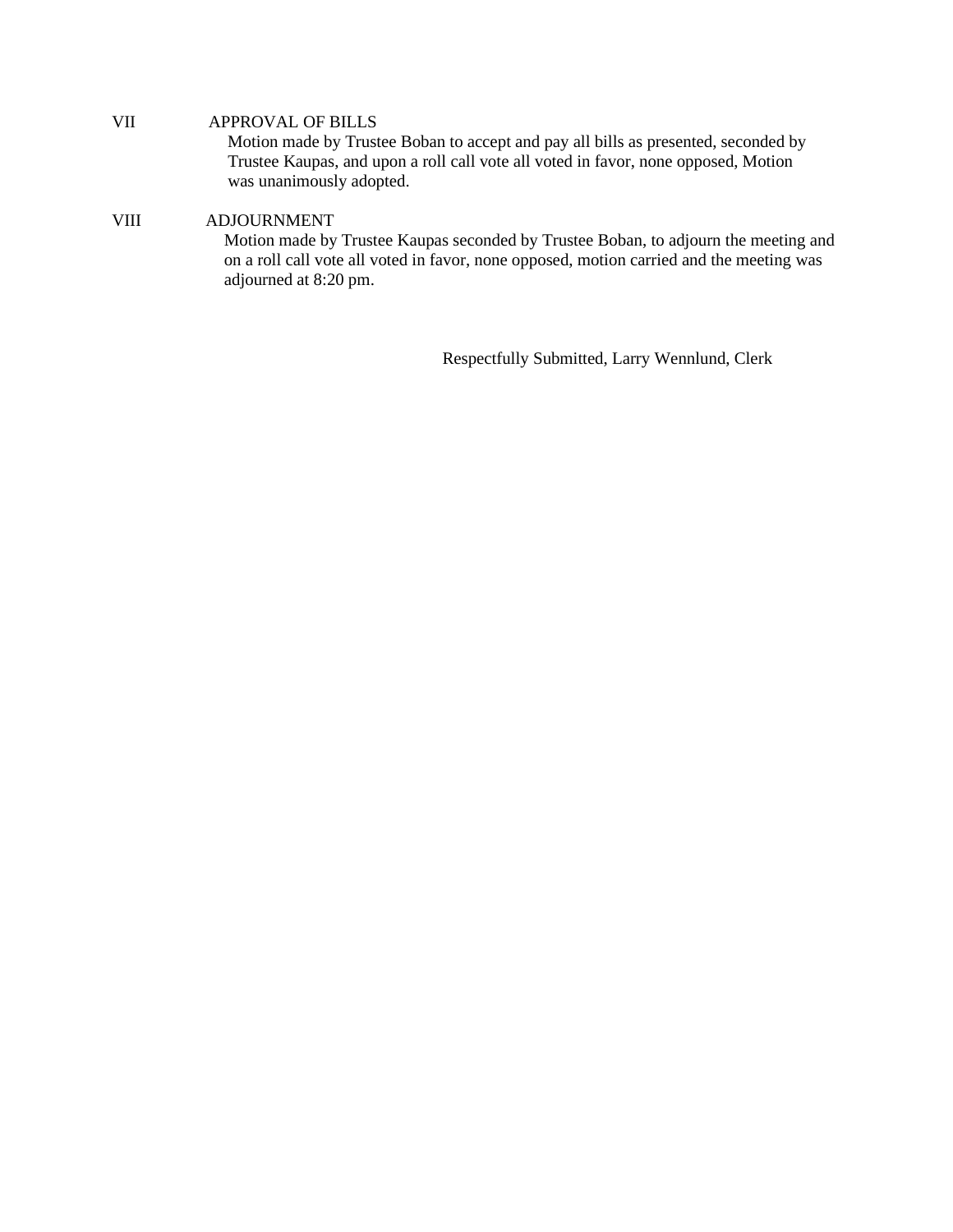VII APPROVAL OF BILLS

Motion made by Trustee Boban to accept and pay all bills as presented, seconded by Trustee Kaupas, and upon a roll call vote all voted in favor, none opposed, Motion was unanimously adopted.

VIII ADJOURNMENT

Motion made by Trustee Kaupas seconded by Trustee Boban, to adjourn the meeting and on a roll call vote all voted in favor, none opposed, motion carried and the meeting was adjourned at 8:20 pm.

Respectfully Submitted, Larry Wennlund, Clerk